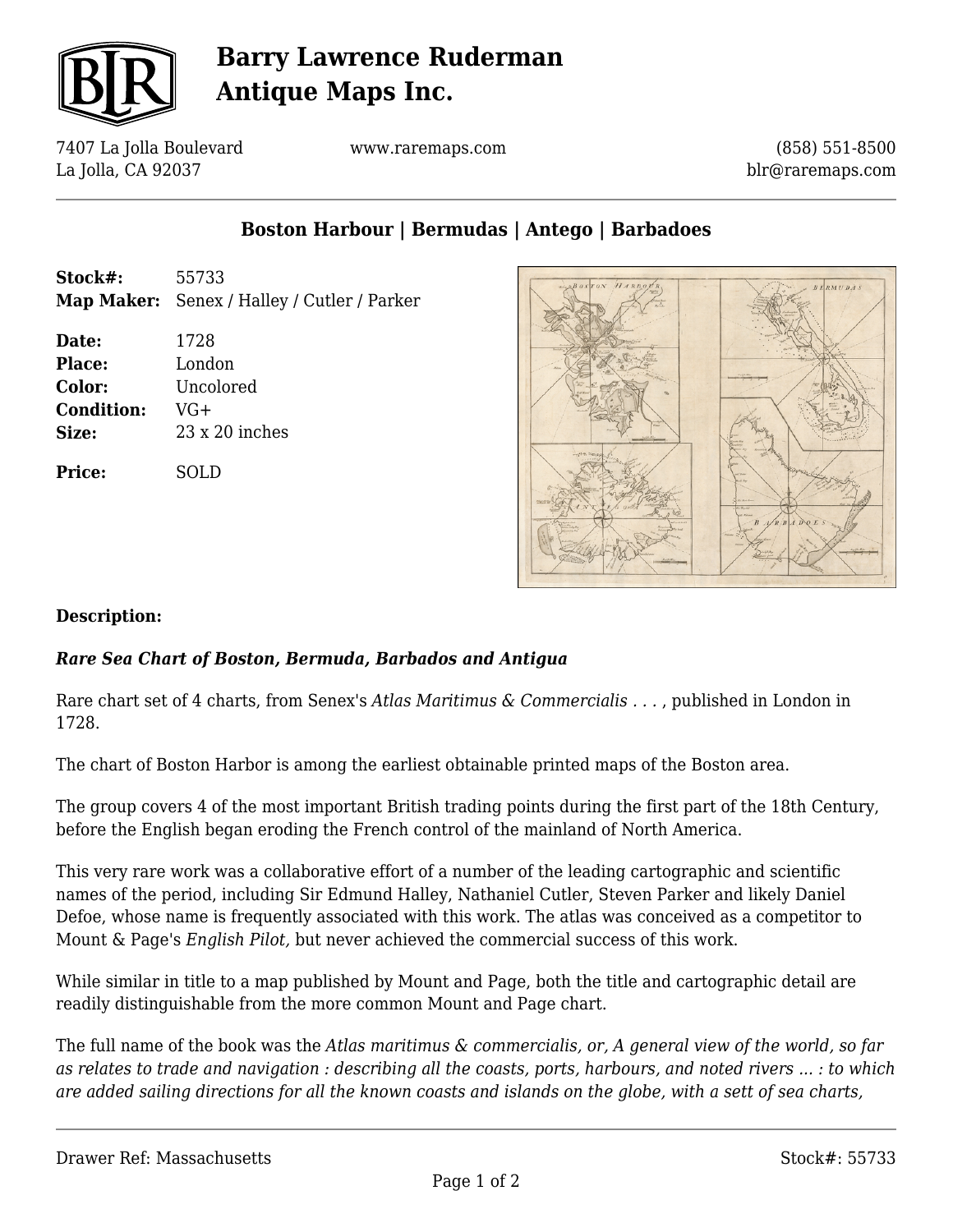# Barry Lawrence Ruderman Antique Maps Inc.

7407 La Jolla Boulevard
La Jolla, CA 92037

www.raremaps.com

(858) 551-8500
blr@raremaps.com

## Boston Harbour | Bermudas | Antego | Barbadoes

**Stock#:** 55733
**Map Maker:** Senex / Halley / Cutler / Parker

**Date:** 1728
**Place:** London
**Color:** Uncolored
**Condition:** VG+
**Size:** 23 x 20 inches

**Price:** SOLD

**Description:**

***Rare Sea Chart of Boston, Bermuda, Barbados and Antigua***

Rare chart set of 4 charts, from Senex's *Atlas Maritimus & Commercialis . . .* , published in London in 1728.

The chart of Boston Harbor is among the earliest obtainable printed maps of the Boston area.

The group covers 4 of the most important British trading points during the first part of the 18th Century, before the English began eroding the French control of the mainland of North America.

This very rare work was a collaborative effort of a number of the leading cartographic and scientific names of the period, including Sir Edmund Halley, Nathaniel Cutler, Steven Parker and likely Daniel Defoe, whose name is frequently associated with this work. The atlas was conceived as a competitor to Mount & Page's *English Pilot,* but never achieved the commercial success of this work.

While similar in title to a map published by Mount and Page, both the title and cartographic detail are readily distinguishable from the more common Mount and Page chart.

The full name of the book was the *Atlas maritimus & commercialis, or, A general view of the world, so far as relates to trade and navigation : describing all the coasts, ports, harbours, and noted rivers ... : to which are added sailing directions for all the known coasts and islands on the globe, with a sett of sea charts,*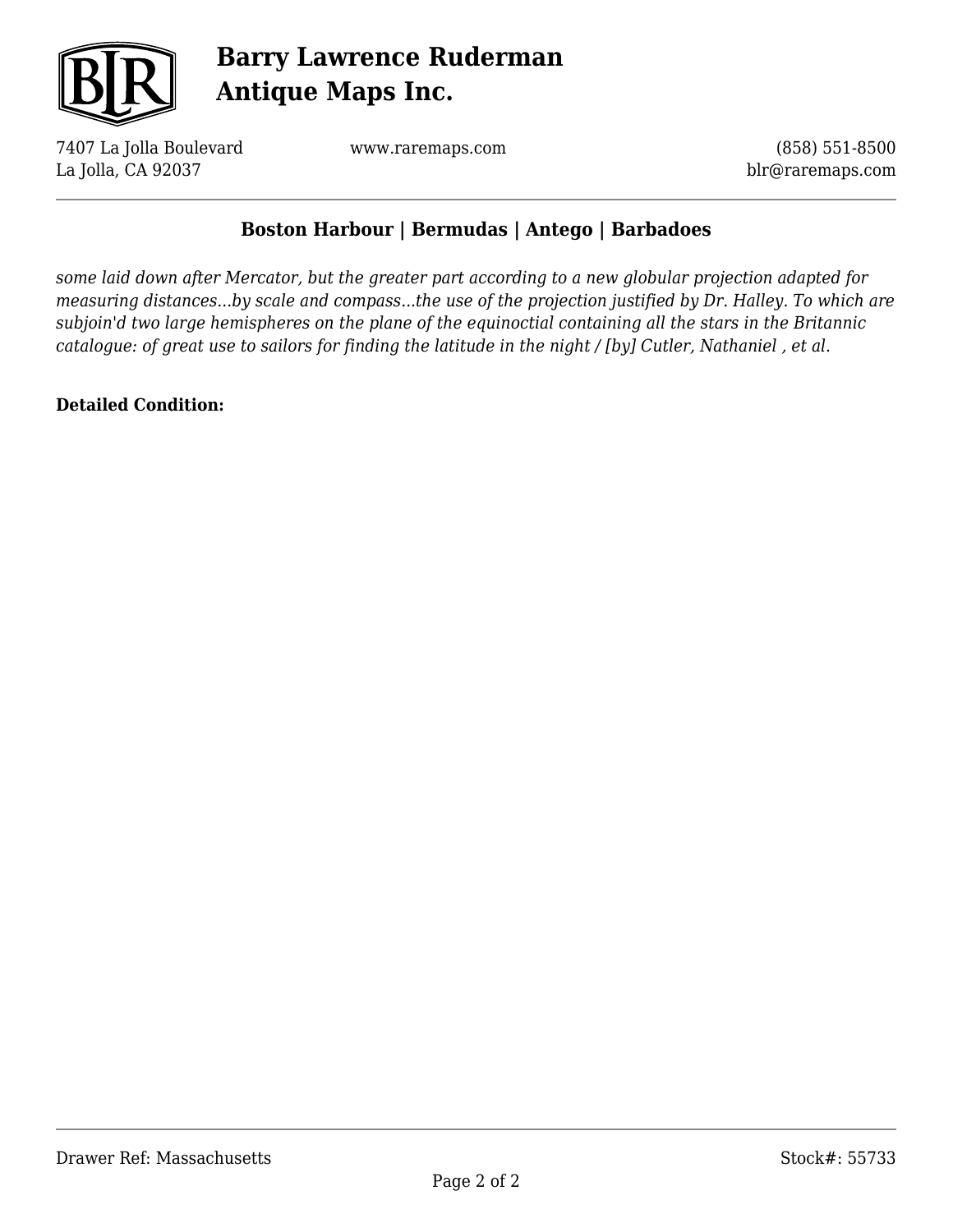## Boston Harbour | Bermudas | Antego | Barbadoes

*some laid down after Mercator, but the greater part according to a new globular projection adapted for measuring distances...by scale and compass...the use of the projection justified by Dr. Halley. To which are subjoin'd two large hemispheres on the plane of the equinoctial containing all the stars in the Britannic catalogue: of great use to sailors for finding the latitude in the night / [by] Cutler, Nathaniel , et al.*

**Detailed Condition:**

Drawer Ref: Massachusetts

Stock#: 55733